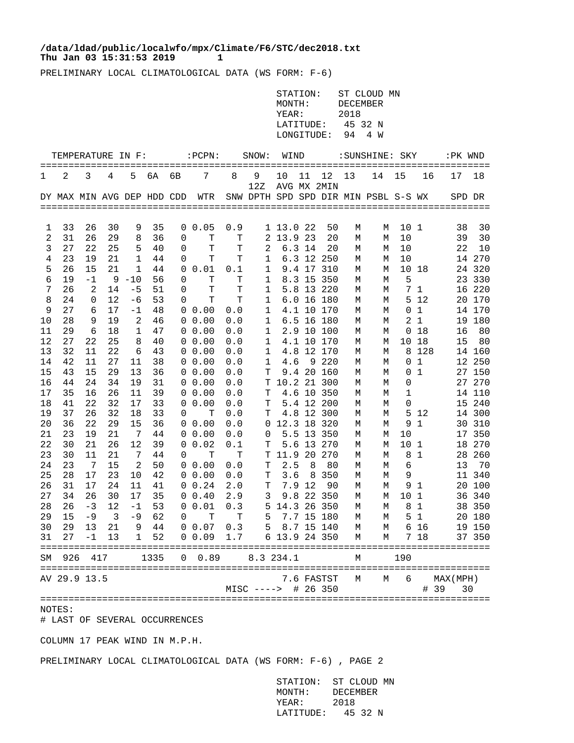**/data/ldad/public/localwfo/mpx/Climate/F6/STC/dec2018.txt**
**Thu Jan 03 15:31:53 2019 1**

PRELIMINARY LOCAL CLIMATOLOGICAL DATA (WS FORM: F-6)

STATION: ST CLOUD MN
MONTH: DECEMBER
YEAR: 2018
LATITUDE: 45 32 N
LONGITUDE: 94 4 W

| TEMPERATURE IN F: | | | | | | | :PCPN: | SNOW: | | WIND | | | :SUNSHINE: | | SKY | | :PK WND | |
|---|---|---|---|---|---|---|---|---|---|---|---|---|---|---|---|---|---|---|
| 1 | 2 | 3 | 4 | 5 | 6A | 6B | 7 | 8 | 9 | 10 | 11 | 12 | 13 | 14 | 15 | 16 | 17 | 18 |
| | | | | | | | | | 12Z | AVG | MX | 2MIN | | | | | | |
| DY | MAX | MIN | AVG | DEP | HDD | CDD | WTR | SNW | DPTH | SPD | SPD | DIR | MIN | PSBL | S-S | WX | SPD | DR |
| 1 | 33 | 26 | 30 | 9 | 35 | 0 | 0.05 | 0.9 | 1 | 13.0 | 22 | 50 | M | M | 10 | 1 | 38 | 30 |
| 2 | 31 | 26 | 29 | 8 | 36 | 0 | T | T | 2 | 13.9 | 23 | 20 | M | M | 10 | | 39 | 30 |
| 3 | 27 | 22 | 25 | 5 | 40 | 0 | T | T | 2 | 6.3 | 14 | 20 | M | M | 10 | | 22 | 10 |
| 4 | 23 | 19 | 21 | 1 | 44 | 0 | T | T | 1 | 6.3 | 12 | 250 | M | M | 10 | | 14 | 270 |
| 5 | 26 | 15 | 21 | 1 | 44 | 0 | 0.01 | 0.1 | 1 | 9.4 | 17 | 310 | M | M | 10 | 18 | 24 | 320 |
| 6 | 19 | -1 | 9 | -10 | 56 | 0 | T | T | 1 | 8.3 | 15 | 350 | M | M | 5 | | 23 | 330 |
| 7 | 26 | 2 | 14 | -5 | 51 | 0 | T | T | 1 | 5.8 | 13 | 220 | M | M | 7 | 1 | 16 | 220 |
| 8 | 24 | 0 | 12 | -6 | 53 | 0 | T | T | 1 | 6.0 | 16 | 180 | M | M | 5 | 12 | 20 | 170 |
| 9 | 27 | 6 | 17 | -1 | 48 | 0 | 0.00 | 0.0 | 1 | 4.1 | 10 | 170 | M | M | 0 | 1 | 14 | 170 |
| 10 | 28 | 9 | 19 | 2 | 46 | 0 | 0.00 | 0.0 | 1 | 6.5 | 16 | 180 | M | M | 2 | 1 | 19 | 180 |
| 11 | 29 | 6 | 18 | 1 | 47 | 0 | 0.00 | 0.0 | 1 | 2.9 | 10 | 100 | M | M | 0 | 18 | 16 | 80 |
| 12 | 27 | 22 | 25 | 8 | 40 | 0 | 0.00 | 0.0 | 1 | 4.1 | 10 | 170 | M | M | 10 | 18 | 15 | 80 |
| 13 | 32 | 11 | 22 | 6 | 43 | 0 | 0.00 | 0.0 | 1 | 4.8 | 12 | 170 | M | M | 8 | 128 | 14 | 160 |
| 14 | 42 | 11 | 27 | 11 | 38 | 0 | 0.00 | 0.0 | 1 | 4.6 | 9 | 220 | M | M | 0 | 1 | 12 | 250 |
| 15 | 43 | 15 | 29 | 13 | 36 | 0 | 0.00 | 0.0 | T | 9.4 | 20 | 160 | M | M | 0 | 1 | 27 | 150 |
| 16 | 44 | 24 | 34 | 19 | 31 | 0 | 0.00 | 0.0 | T | 10.2 | 21 | 300 | M | M | 0 | | 27 | 270 |
| 17 | 35 | 16 | 26 | 11 | 39 | 0 | 0.00 | 0.0 | T | 4.6 | 10 | 350 | M | M | 1 | | 14 | 110 |
| 18 | 41 | 22 | 32 | 17 | 33 | 0 | 0.00 | 0.0 | T | 5.4 | 12 | 200 | M | M | 0 | | 15 | 240 |
| 19 | 37 | 26 | 32 | 18 | 33 | 0 | T | 0.0 | T | 4.8 | 12 | 300 | M | M | 5 | 12 | 14 | 300 |
| 20 | 36 | 22 | 29 | 15 | 36 | 0 | 0.00 | 0.0 | 0 | 12.3 | 18 | 320 | M | M | 9 | 1 | 30 | 310 |
| 21 | 23 | 19 | 21 | 7 | 44 | 0 | 0.00 | 0.0 | 0 | 5.5 | 13 | 350 | M | M | 10 | | 17 | 350 |
| 22 | 30 | 21 | 26 | 12 | 39 | 0 | 0.02 | 0.1 | T | 5.6 | 13 | 270 | M | M | 10 | 1 | 18 | 270 |
| 23 | 30 | 11 | 21 | 7 | 44 | 0 | T | T | T | 11.9 | 20 | 270 | M | M | 8 | 1 | 28 | 260 |
| 24 | 23 | 7 | 15 | 2 | 50 | 0 | 0.00 | 0.0 | T | 2.5 | 8 | 80 | M | M | 6 | | 13 | 70 |
| 25 | 28 | 17 | 23 | 10 | 42 | 0 | 0.00 | 0.0 | T | 3.6 | 8 | 350 | M | M | 9 | | 11 | 340 |
| 26 | 31 | 17 | 24 | 11 | 41 | 0 | 0.24 | 2.0 | T | 7.9 | 12 | 90 | M | M | 9 | 1 | 20 | 100 |
| 27 | 34 | 26 | 30 | 17 | 35 | 0 | 0.40 | 2.9 | 3 | 9.8 | 22 | 350 | M | M | 10 | 1 | 36 | 340 |
| 28 | 26 | -3 | 12 | -1 | 53 | 0 | 0.01 | 0.3 | 5 | 14.3 | 26 | 350 | M | M | 8 | 1 | 38 | 350 |
| 29 | 15 | -9 | 3 | -9 | 62 | 0 | T | T | 5 | 7.7 | 15 | 180 | M | M | 5 | 1 | 20 | 180 |
| 30 | 29 | 13 | 21 | 9 | 44 | 0 | 0.07 | 0.3 | 5 | 8.7 | 15 | 140 | M | M | 6 | 16 | 19 | 150 |
| 31 | 27 | -1 | 13 | 1 | 52 | 0 | 0.09 | 1.7 | 6 | 13.9 | 24 | 350 | M | M | 7 | 18 | 37 | 350 |
| SM | 926 | 417 | | | 1335 | 0 | 0.89 | 8.3 | | 234.1 | | | M | | 190 | | | |
| AV | 29.9 | 13.5 | | | | | | | | 7.6 | FASTST | | M | M | 6 | | MAX(MPH) | |
| | | | | | | | | MISC ----> | | | # 26 | 350 | | | | | # 39 | 30 |

NOTES:
# LAST OF SEVERAL OCCURRENCES

COLUMN 17 PEAK WIND IN M.P.H.

PRELIMINARY LOCAL CLIMATOLOGICAL DATA (WS FORM: F-6) , PAGE 2

STATION: ST CLOUD MN
MONTH: DECEMBER
YEAR: 2018
LATITUDE: 45 32 N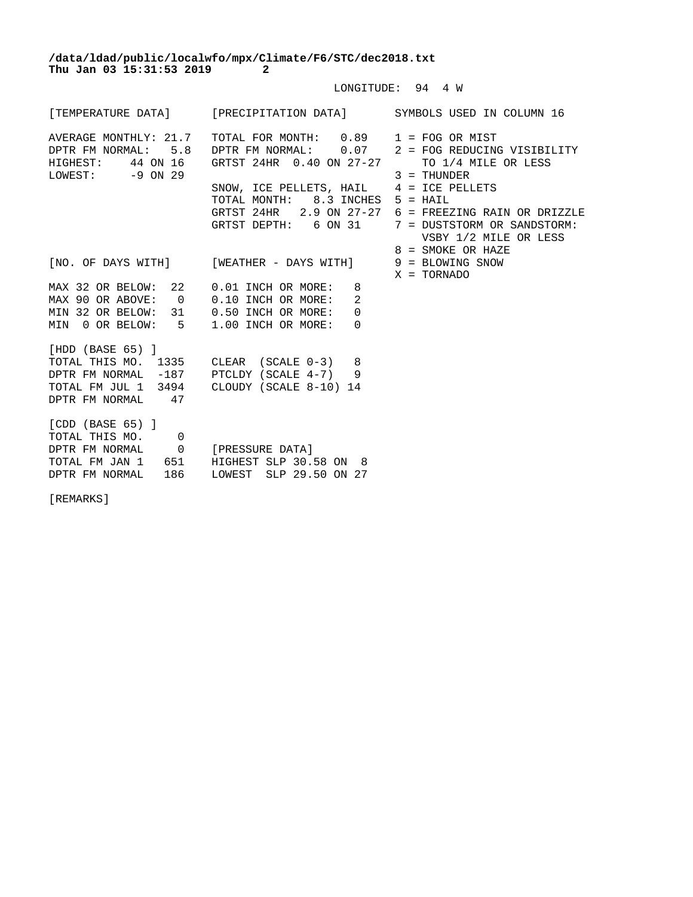**/data/ldad/public/localwfo/mpx/Climate/F6/STC/dec2018.txt**
**Thu Jan 03 15:31:53 2019 2**

LONGITUDE: 94 4 W

```
[TEMPERATURE DATA]      [PRECIPITATION DATA]       SYMBOLS USED IN COLUMN 16

AVERAGE MONTHLY: 21.7   TOTAL FOR MONTH:   0.89    1 = FOG OR MIST
DPTR FM NORMAL:   5.8   DPTR FM NORMAL:    0.07    2 = FOG REDUCING VISIBILITY
HIGHEST:    44 ON 16    GRTST 24HR  0.40 ON 27-27      TO 1/4 MILE OR LESS
LOWEST:     -9 ON 29                               3 = THUNDER
                        SNOW, ICE PELLETS, HAIL    4 = ICE PELLETS
                        TOTAL MONTH:   8.3 INCHES  5 = HAIL
                        GRTST 24HR   2.9 ON 27-27  6 = FREEZING RAIN OR DRIZZLE
                        GRTST DEPTH:   6 ON 31     7 = DUSTSTORM OR SANDSTORM:
                                                       VSBY 1/2 MILE OR LESS
                                                   8 = SMOKE OR HAZE
[NO. OF DAYS WITH]      [WEATHER - DAYS WITH]      9 = BLOWING SNOW
                                                   X = TORNADO
MAX 32 OR BELOW:  22    0.01 INCH OR MORE:   8
MAX 90 OR ABOVE:   0    0.10 INCH OR MORE:   2
MIN 32 OR BELOW:  31    0.50 INCH OR MORE:   0
MIN  0 OR BELOW:   5    1.00 INCH OR MORE:   0

[HDD (BASE 65) ]
TOTAL THIS MO.  1335    CLEAR  (SCALE 0-3)   8
DPTR FM NORMAL  -187    PTCLDY (SCALE 4-7)   9
TOTAL FM JUL 1  3494    CLOUDY (SCALE 8-10) 14
DPTR FM NORMAL    47

[CDD (BASE 65) ]
TOTAL THIS MO.     0
DPTR FM NORMAL     0    [PRESSURE DATA]
TOTAL FM JAN 1   651    HIGHEST SLP 30.58 ON  8
DPTR FM NORMAL   186    LOWEST  SLP 29.50 ON 27

[REMARKS]
```